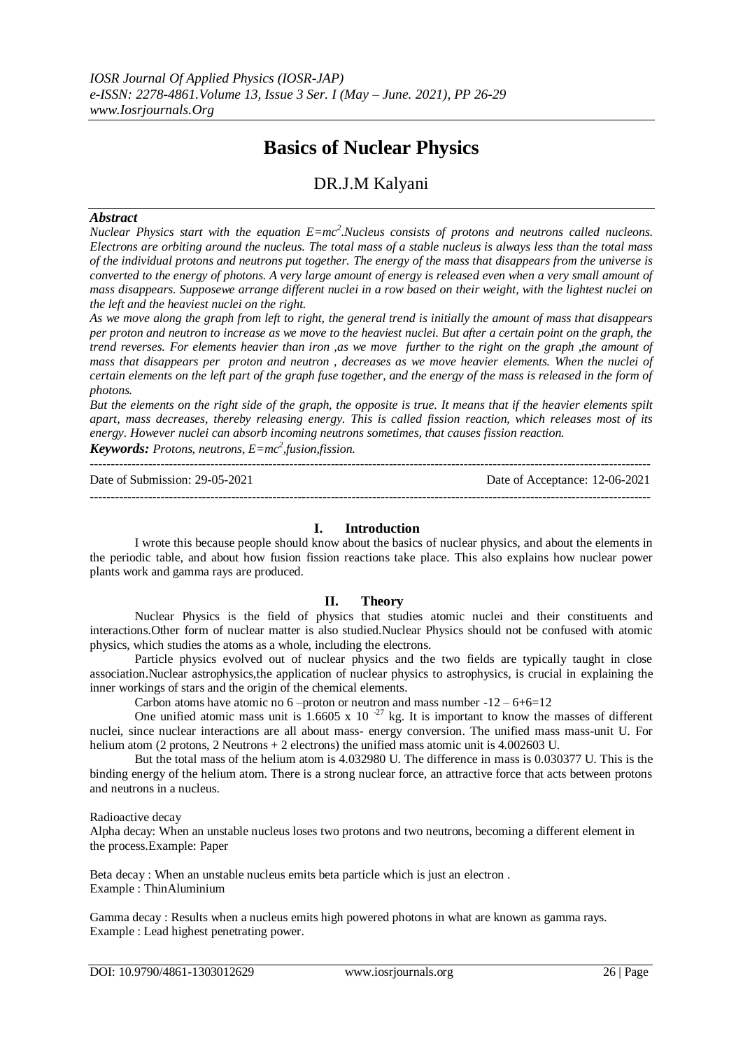# Basics of Nuclear Physics

## DR.J.M Kalyani

### *Abstract*

*Nuclear Physics start with the equation $E=mc^2$.Nucleus consists of protons and neutrons called nucleons. Electrons are orbiting around the nucleus. The total mass of a stable nucleus is always less than the total mass of the individual protons and neutrons put together. The energy of the mass that disappears from the universe is converted to the energy of photons. A very large amount of energy is released even when a very small amount of mass disappears. Supposewe arrange different nuclei in a row based on their weight, with the lightest nuclei on the left and the heaviest nuclei on the right.*

*As we move along the graph from left to right, the general trend is initially the amount of mass that disappears per proton and neutron to increase as we move to the heaviest nuclei. But after a certain point on the graph, the trend reverses. For elements heavier than iron ,as we move further to the right on the graph ,the amount of mass that disappears per proton and neutron , decreases as we move heavier elements. When the nuclei of certain elements on the left part of the graph fuse together, and the energy of the mass is released in the form of photons.*

*But the elements on the right side of the graph, the opposite is true. It means that if the heavier elements spilt apart, mass decreases, thereby releasing energy. This is called fission reaction, which releases most of its energy. However nuclei can absorb incoming neutrons sometimes, that causes fission reaction.*

***Keywords:*** *Protons, neutrons, $E=mc^2$,fusion,fission.*

---

Date of Submission: 29-05-2021 Date of Acceptance: 12-06-2021

---

## I. Introduction

I wrote this because people should know about the basics of nuclear physics, and about the elements in the periodic table, and about how fusion fission reactions take place. This also explains how nuclear power plants work and gamma rays are produced.

## II. Theory

Nuclear Physics is the field of physics that studies atomic nuclei and their constituents and interactions.Other form of nuclear matter is also studied.Nuclear Physics should not be confused with atomic physics, which studies the atoms as a whole, including the electrons.

Particle physics evolved out of nuclear physics and the two fields are typically taught in close association.Nuclear astrophysics,the application of nuclear physics to astrophysics, is crucial in explaining the inner workings of stars and the origin of the chemical elements.

Carbon atoms have atomic no 6 –proton or neutron and mass number -12 – 6+6=12

One unified atomic mass unit is $1.6605 \times 10^{-27}$ kg. It is important to know the masses of different nuclei, since nuclear interactions are all about mass- energy conversion. The unified mass mass-unit U. For helium atom (2 protons, 2 Neutrons + 2 electrons) the unified mass atomic unit is 4.002603 U.

But the total mass of the helium atom is 4.032980 U. The difference in mass is 0.030377 U. This is the binding energy of the helium atom. There is a strong nuclear force, an attractive force that acts between protons and neutrons in a nucleus.

Radioactive decay

Alpha decay: When an unstable nucleus loses two protons and two neutrons, becoming a different element in the process.Example: Paper

Beta decay : When an unstable nucleus emits beta particle which is just an electron .
Example : ThinAluminium

Gamma decay : Results when a nucleus emits high powered photons in what are known as gamma rays.
Example : Lead highest penetrating power.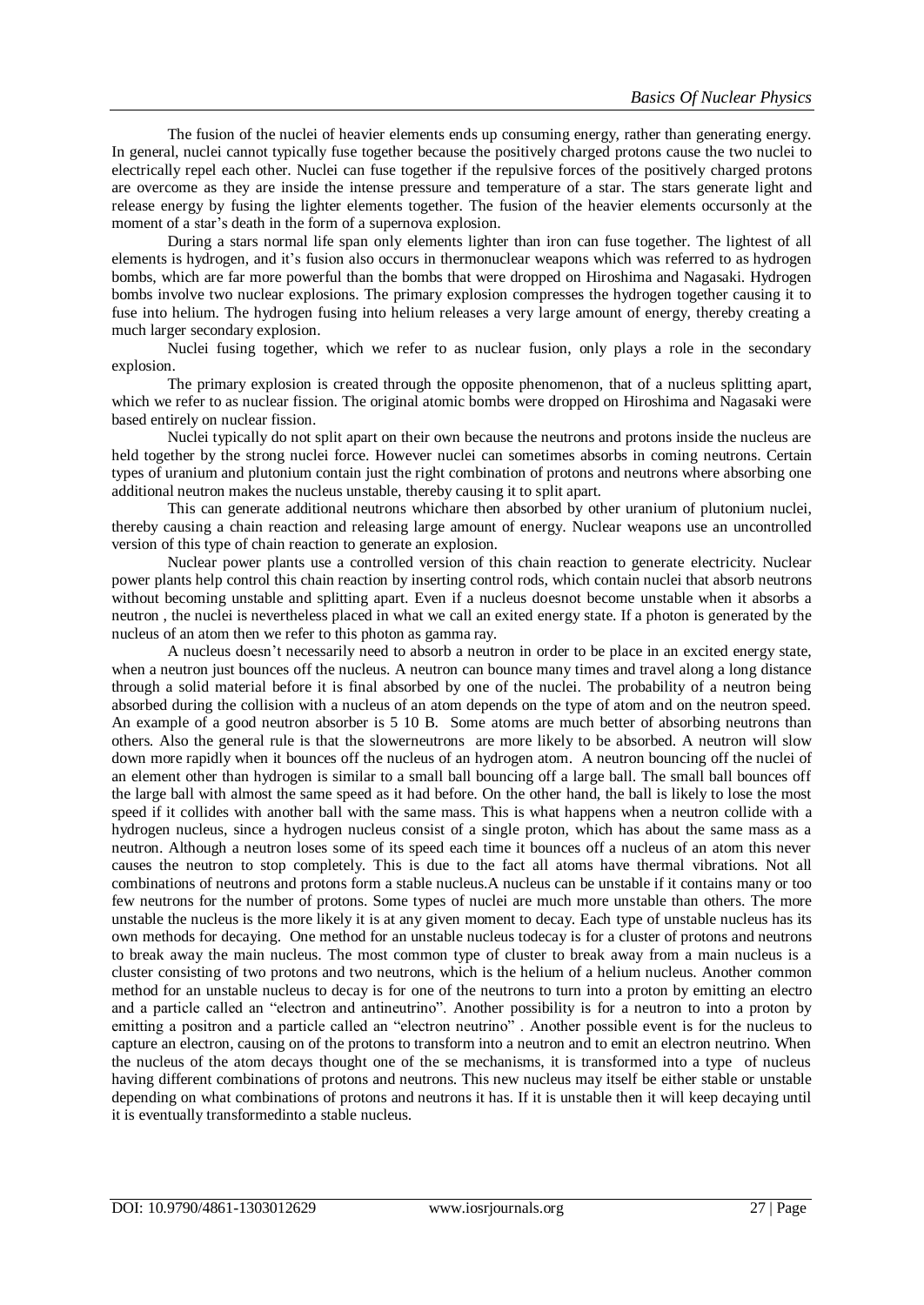The fusion of the nuclei of heavier elements ends up consuming energy, rather than generating energy. In general, nuclei cannot typically fuse together because the positively charged protons cause the two nuclei to electrically repel each other. Nuclei can fuse together if the repulsive forces of the positively charged protons are overcome as they are inside the intense pressure and temperature of a star. The stars generate light and release energy by fusing the lighter elements together. The fusion of the heavier elements occursonly at the moment of a star's death in the form of a supernova explosion.

During a stars normal life span only elements lighter than iron can fuse together. The lightest of all elements is hydrogen, and it's fusion also occurs in thermonuclear weapons which was referred to as hydrogen bombs, which are far more powerful than the bombs that were dropped on Hiroshima and Nagasaki. Hydrogen bombs involve two nuclear explosions. The primary explosion compresses the hydrogen together causing it to fuse into helium. The hydrogen fusing into helium releases a very large amount of energy, thereby creating a much larger secondary explosion.

Nuclei fusing together, which we refer to as nuclear fusion, only plays a role in the secondary explosion.

The primary explosion is created through the opposite phenomenon, that of a nucleus splitting apart, which we refer to as nuclear fission. The original atomic bombs were dropped on Hiroshima and Nagasaki were based entirely on nuclear fission.

Nuclei typically do not split apart on their own because the neutrons and protons inside the nucleus are held together by the strong nuclei force. However nuclei can sometimes absorbs in coming neutrons. Certain types of uranium and plutonium contain just the right combination of protons and neutrons where absorbing one additional neutron makes the nucleus unstable, thereby causing it to split apart.

This can generate additional neutrons whichare then absorbed by other uranium of plutonium nuclei, thereby causing a chain reaction and releasing large amount of energy. Nuclear weapons use an uncontrolled version of this type of chain reaction to generate an explosion.

Nuclear power plants use a controlled version of this chain reaction to generate electricity. Nuclear power plants help control this chain reaction by inserting control rods, which contain nuclei that absorb neutrons without becoming unstable and splitting apart. Even if a nucleus doesnot become unstable when it absorbs a neutron , the nuclei is nevertheless placed in what we call an exited energy state. If a photon is generated by the nucleus of an atom then we refer to this photon as gamma ray.

A nucleus doesn't necessarily need to absorb a neutron in order to be place in an excited energy state, when a neutron just bounces off the nucleus. A neutron can bounce many times and travel along a long distance through a solid material before it is final absorbed by one of the nuclei. The probability of a neutron being absorbed during the collision with a nucleus of an atom depends on the type of atom and on the neutron speed. An example of a good neutron absorber is 5 10 B. Some atoms are much better of absorbing neutrons than others. Also the general rule is that the slowerneutrons are more likely to be absorbed. A neutron will slow down more rapidly when it bounces off the nucleus of an hydrogen atom. A neutron bouncing off the nuclei of an element other than hydrogen is similar to a small ball bouncing off a large ball. The small ball bounces off the large ball with almost the same speed as it had before. On the other hand, the ball is likely to lose the most speed if it collides with another ball with the same mass. This is what happens when a neutron collide with a hydrogen nucleus, since a hydrogen nucleus consist of a single proton, which has about the same mass as a neutron. Although a neutron loses some of its speed each time it bounces off a nucleus of an atom this never causes the neutron to stop completely. This is due to the fact all atoms have thermal vibrations. Not all combinations of neutrons and protons form a stable nucleus.A nucleus can be unstable if it contains many or too few neutrons for the number of protons. Some types of nuclei are much more unstable than others. The more unstable the nucleus is the more likely it is at any given moment to decay. Each type of unstable nucleus has its own methods for decaying. One method for an unstable nucleus todecay is for a cluster of protons and neutrons to break away the main nucleus. The most common type of cluster to break away from a main nucleus is a cluster consisting of two protons and two neutrons, which is the helium of a helium nucleus. Another common method for an unstable nucleus to decay is for one of the neutrons to turn into a proton by emitting an electro and a particle called an "electron and antineutrino". Another possibility is for a neutron to into a proton by emitting a positron and a particle called an "electron neutrino" . Another possible event is for the nucleus to capture an electron, causing on of the protons to transform into a neutron and to emit an electron neutrino. When the nucleus of the atom decays thought one of the se mechanisms, it is transformed into a type of nucleus having different combinations of protons and neutrons. This new nucleus may itself be either stable or unstable depending on what combinations of protons and neutrons it has. If it is unstable then it will keep decaying until it is eventually transformedinto a stable nucleus.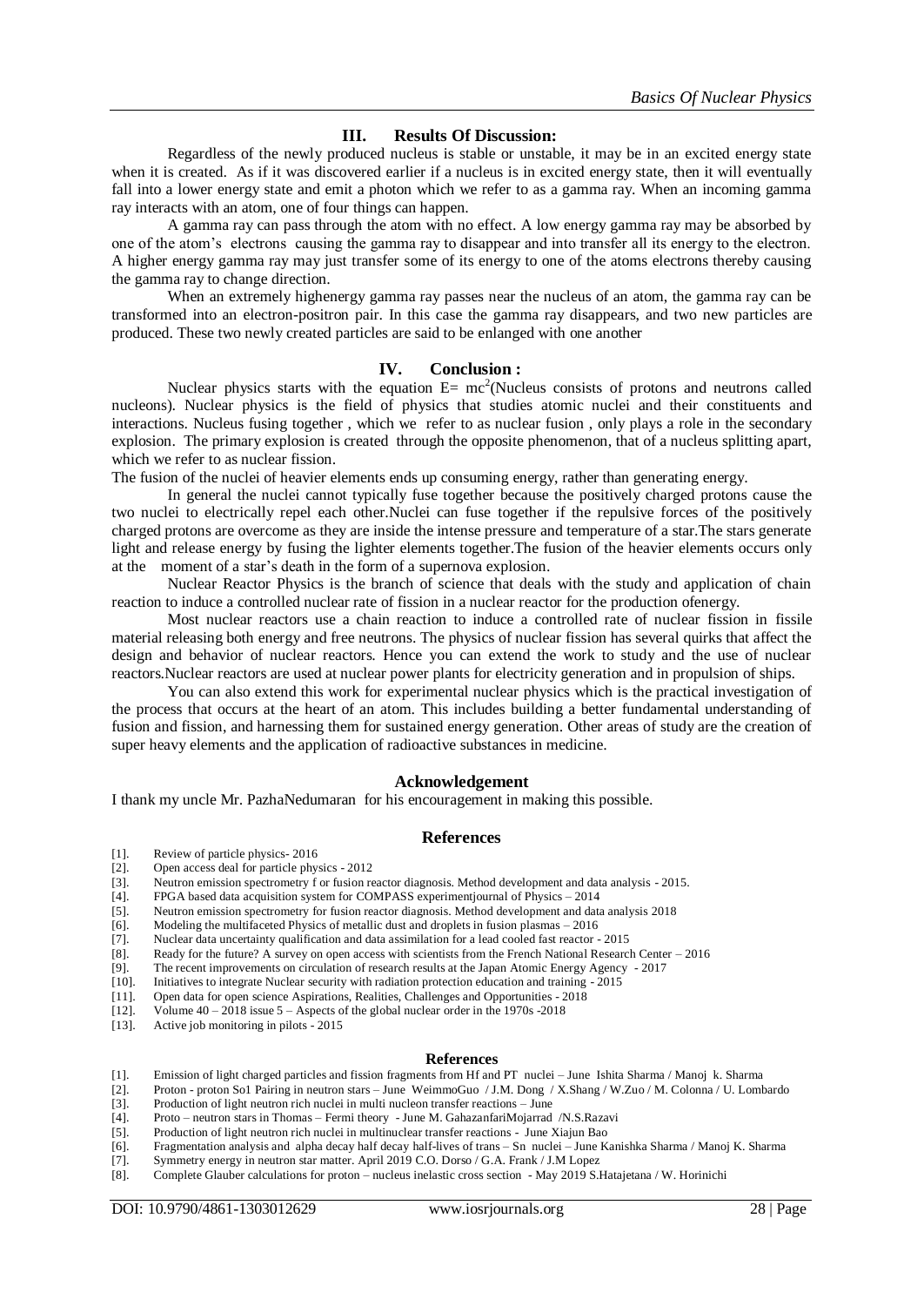## III. Results Of Discussion:

Regardless of the newly produced nucleus is stable or unstable, it may be in an excited energy state when it is created. As if it was discovered earlier if a nucleus is in excited energy state, then it will eventually fall into a lower energy state and emit a photon which we refer to as a gamma ray. When an incoming gamma ray interacts with an atom, one of four things can happen.

A gamma ray can pass through the atom with no effect. A low energy gamma ray may be absorbed by one of the atom's electrons causing the gamma ray to disappear and into transfer all its energy to the electron. A higher energy gamma ray may just transfer some of its energy to one of the atoms electrons thereby causing the gamma ray to change direction.

When an extremely highenergy gamma ray passes near the nucleus of an atom, the gamma ray can be transformed into an electron-positron pair. In this case the gamma ray disappears, and two new particles are produced. These two newly created particles are said to be enlanged with one another

## IV. Conclusion :

Nuclear physics starts with the equation $E= mc^2$(Nucleus consists of protons and neutrons called nucleons). Nuclear physics is the field of physics that studies atomic nuclei and their constituents and interactions. Nucleus fusing together , which we refer to as nuclear fusion , only plays a role in the secondary explosion. The primary explosion is created through the opposite phenomenon, that of a nucleus splitting apart, which we refer to as nuclear fission.

The fusion of the nuclei of heavier elements ends up consuming energy, rather than generating energy.

In general the nuclei cannot typically fuse together because the positively charged protons cause the two nuclei to electrically repel each other.Nuclei can fuse together if the repulsive forces of the positively charged protons are overcome as they are inside the intense pressure and temperature of a star.The stars generate light and release energy by fusing the lighter elements together.The fusion of the heavier elements occurs only at the moment of a star's death in the form of a supernova explosion.

Nuclear Reactor Physics is the branch of science that deals with the study and application of chain reaction to induce a controlled nuclear rate of fission in a nuclear reactor for the production ofenergy.

Most nuclear reactors use a chain reaction to induce a controlled rate of nuclear fission in fissile material releasing both energy and free neutrons. The physics of nuclear fission has several quirks that affect the design and behavior of nuclear reactors. Hence you can extend the work to study and the use of nuclear reactors.Nuclear reactors are used at nuclear power plants for electricity generation and in propulsion of ships.

You can also extend this work for experimental nuclear physics which is the practical investigation of the process that occurs at the heart of an atom. This includes building a better fundamental understanding of fusion and fission, and harnessing them for sustained energy generation. Other areas of study are the creation of super heavy elements and the application of radioactive substances in medicine.

## Acknowledgement

I thank my uncle Mr. PazhaNedumaran for his encouragement in making this possible.

## References

- [1]. Review of particle physics- 2016
- [2]. Open access deal for particle physics - 2012
- [3]. Neutron emission spectrometry f or fusion reactor diagnosis. Method development and data analysis - 2015.
- [4]. FPGA based data acquisition system for COMPASS experimentjournal of Physics – 2014
- [5]. Neutron emission spectrometry for fusion reactor diagnosis. Method development and data analysis 2018
- [6]. Modeling the multifaceted Physics of metallic dust and droplets in fusion plasmas – 2016
- [7]. Nuclear data uncertainty qualification and data assimilation for a lead cooled fast reactor - 2015
- [8]. Ready for the future? A survey on open access with scientists from the French National Research Center – 2016
- [9]. The recent improvements on circulation of research results at the Japan Atomic Energy Agency - 2017
- [10]. Initiatives to integrate Nuclear security with radiation protection education and training - 2015
- [11]. Open data for open science Aspirations, Realities, Challenges and Opportunities - 2018
- [12]. Volume 40 – 2018 issue 5 – Aspects of the global nuclear order in the 1970s -2018
- [13]. Active job monitoring in pilots - 2015

## References

- [1]. Emission of light charged particles and fission fragments from Hf and PT nuclei – June Ishita Sharma / Manoj k. Sharma
- [2]. Proton - proton So1 Pairing in neutron stars – June WeimmoGuo / J.M. Dong / X.Shang / W.Zuo / M. Colonna / U. Lombardo
- [3]. Production of light neutron rich nuclei in multi nucleon transfer reactions – June
- [4]. Proto – neutron stars in Thomas – Fermi theory - June M. GahazanfariMojarrad /N.S.Razavi
- [5]. Production of light neutron rich nuclei in multinuclear transfer reactions - June Xiajun Bao
- [6]. Fragmentation analysis and alpha decay half decay half-lives of trans – Sn nuclei – June Kanishka Sharma / Manoj K. Sharma
- [7]. Symmetry energy in neutron star matter. April 2019 C.O. Dorso / G.A. Frank / J.M Lopez
- [8]. Complete Glauber calculations for proton – nucleus inelastic cross section - May 2019 S.Hatajetana / W. Horinichi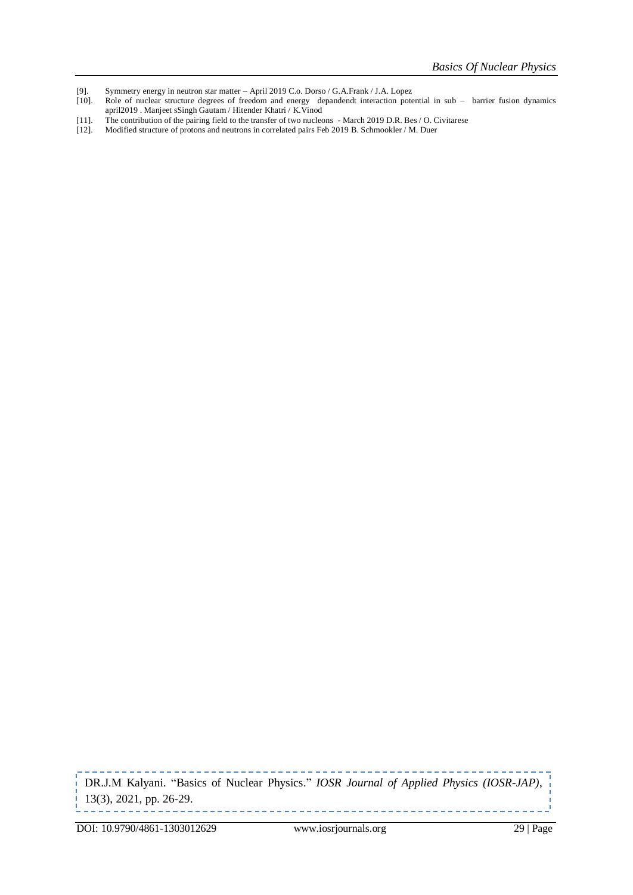[9]. Symmetry energy in neutron star matter – April 2019 C.o. Dorso / G.A.Frank / J.A. Lopez

[10]. Role of nuclear structure degrees of freedom and energy dependendt interaction potential in sub – barrier fusion dynamics april2019 . Manjeet sSingh Gautam / Hitender Khatri / K.Vinod

[11]. The contribution of the pairing field to the transfer of two nucleons - March 2019 D.R. Bes / O. Civitarese

[12]. Modified structure of protons and neutrons in correlated pairs Feb 2019 B. Schmookler / M. Duer

DR.J.M Kalyani. "Basics of Nuclear Physics." *IOSR Journal of Applied Physics (IOSR-JAP)*, 13(3), 2021, pp. 26-29.